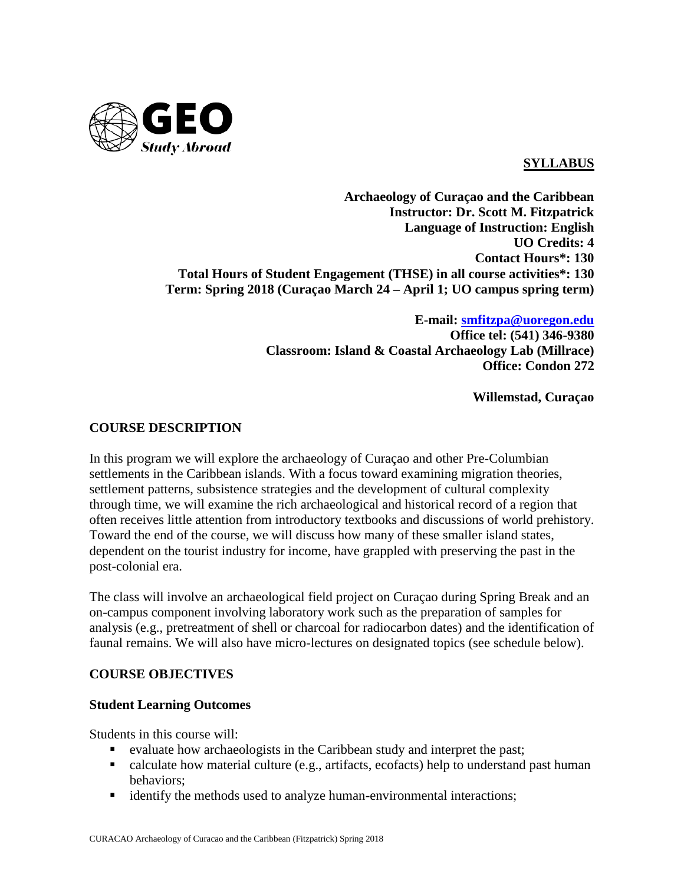**SYLLABUS**

**Archaeology of Curaçao and the Caribbean**
**Instructor: Dr. Scott M. Fitzpatrick**
**Language of Instruction: English**
**UO Credits: 4**
**Contact Hours*: 130**
**Total Hours of Student Engagement (THSE) in all course activities*: 130**
**Term: Spring 2018 (Curaçao March 24 – April 1; UO campus spring term)**

**E-mail: smfitzpa@uoregon.edu**
**Office tel: (541) 346-9380**
**Classroom: Island & Coastal Archaeology Lab (Millrace)**
**Office: Condon 272**

**Willemstad, Curaçao**

## COURSE DESCRIPTION

In this program we will explore the archaeology of Curaçao and other Pre-Columbian settlements in the Caribbean islands. With a focus toward examining migration theories, settlement patterns, subsistence strategies and the development of cultural complexity through time, we will examine the rich archaeological and historical record of a region that often receives little attention from introductory textbooks and discussions of world prehistory. Toward the end of the course, we will discuss how many of these smaller island states, dependent on the tourist industry for income, have grappled with preserving the past in the post-colonial era.

The class will involve an archaeological field project on Curaçao during Spring Break and an on-campus component involving laboratory work such as the preparation of samples for analysis (e.g., pretreatment of shell or charcoal for radiocarbon dates) and the identification of faunal remains. We will also have micro-lectures on designated topics (see schedule below).

## COURSE OBJECTIVES

### Student Learning Outcomes

Students in this course will:

- evaluate how archaeologists in the Caribbean study and interpret the past;
- calculate how material culture (e.g., artifacts, ecofacts) help to understand past human behaviors;
- identify the methods used to analyze human-environmental interactions;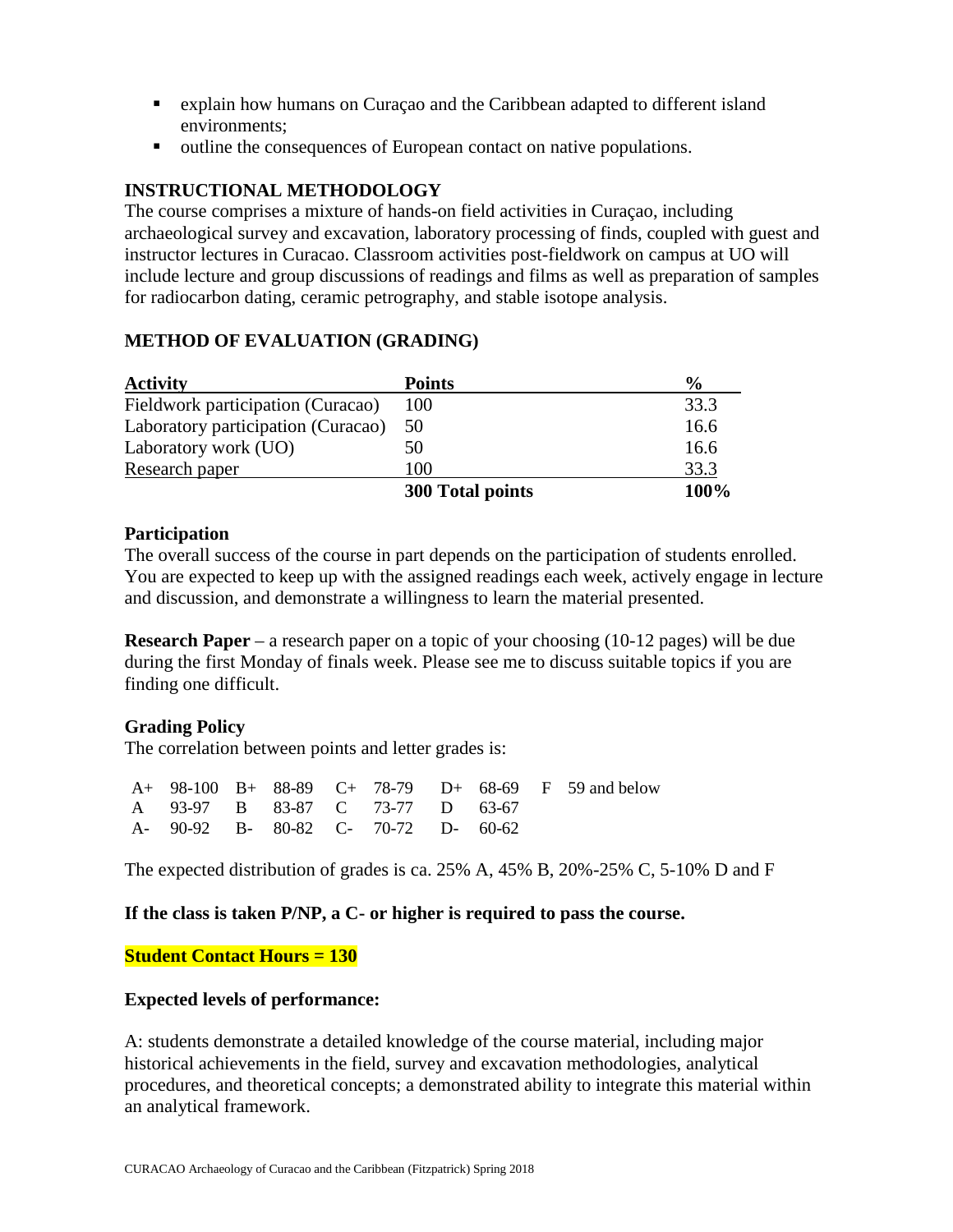- explain how humans on Curaçao and the Caribbean adapted to different island environments;
- outline the consequences of European contact on native populations.

## INSTRUCTIONAL METHODOLOGY

The course comprises a mixture of hands-on field activities in Curaçao, including archaeological survey and excavation, laboratory processing of finds, coupled with guest and instructor lectures in Curacao. Classroom activities post-fieldwork on campus at UO will include lecture and group discussions of readings and films as well as preparation of samples for radiocarbon dating, ceramic petrography, and stable isotope analysis.

## METHOD OF EVALUATION (GRADING)

| Activity | Points | % |
|---|---|---|
| Fieldwork participation (Curacao) | 100 | 33.3 |
| Laboratory participation (Curacao) | 50 | 16.6 |
| Laboratory work (UO) | 50 | 16.6 |
| Research paper | 100 | 33.3 |
| | **300 Total points** | **100%** |

### Participation

The overall success of the course in part depends on the participation of students enrolled. You are expected to keep up with the assigned readings each week, actively engage in lecture and discussion, and demonstrate a willingness to learn the material presented.

**Research Paper** – a research paper on a topic of your choosing (10-12 pages) will be due during the first Monday of finals week. Please see me to discuss suitable topics if you are finding one difficult.

### Grading Policy

The correlation between points and letter grades is:

| | | | | | | | | | |
|---|---|---|---|---|---|---|---|---|---|
| A+ | 98-100 | B+ | 88-89 | C+ | 78-79 | D+ | 68-69 | F | 59 and below |
| A | 93-97 | B | 83-87 | C | 73-77 | D | 63-67 | | |
| A- | 90-92 | B- | 80-82 | C- | 70-72 | D- | 60-62 | | |

The expected distribution of grades is ca. 25% A, 45% B, 20%-25% C, 5-10% D and F

**If the class is taken P/NP, a C- or higher is required to pass the course.**

**Student Contact Hours = 130**

### Expected levels of performance:

A: students demonstrate a detailed knowledge of the course material, including major historical achievements in the field, survey and excavation methodologies, analytical procedures, and theoretical concepts; a demonstrated ability to integrate this material within an analytical framework.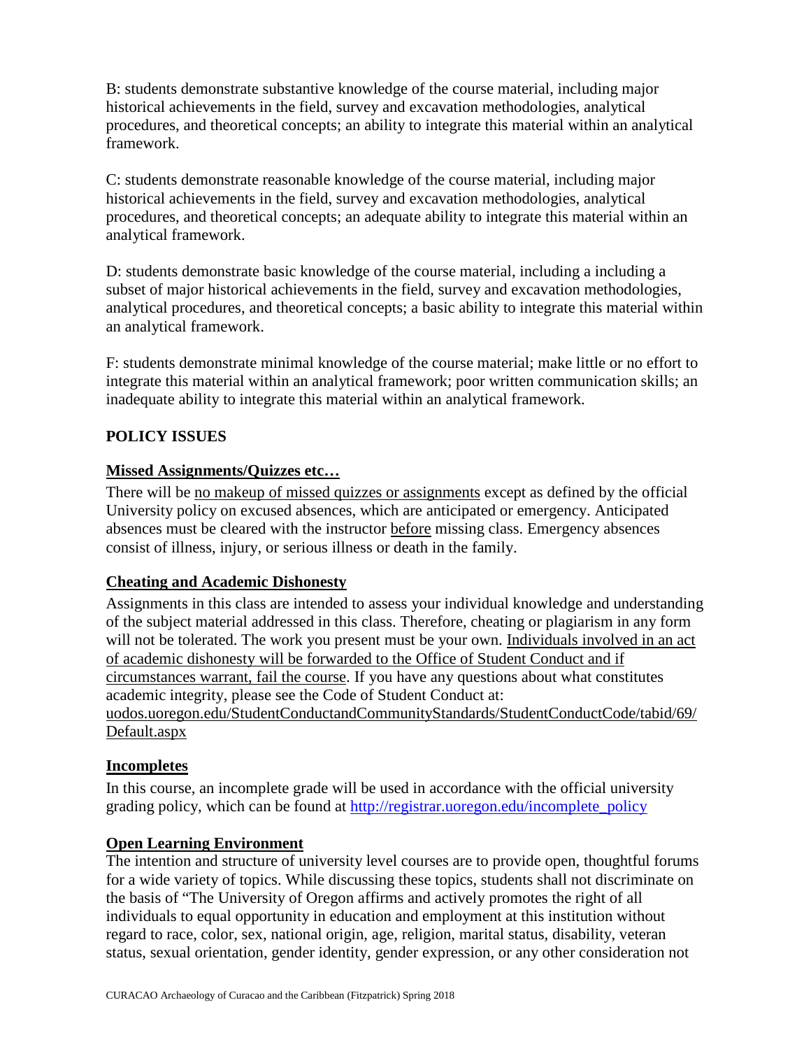B: students demonstrate substantive knowledge of the course material, including major historical achievements in the field, survey and excavation methodologies, analytical procedures, and theoretical concepts; an ability to integrate this material within an analytical framework.

C: students demonstrate reasonable knowledge of the course material, including major historical achievements in the field, survey and excavation methodologies, analytical procedures, and theoretical concepts; an adequate ability to integrate this material within an analytical framework.

D: students demonstrate basic knowledge of the course material, including a including a subset of major historical achievements in the field, survey and excavation methodologies, analytical procedures, and theoretical concepts; a basic ability to integrate this material within an analytical framework.

F: students demonstrate minimal knowledge of the course material; make little or no effort to integrate this material within an analytical framework; poor written communication skills; an inadequate ability to integrate this material within an analytical framework.

## POLICY ISSUES

### Missed Assignments/Quizzes etc…

There will be no makeup of missed quizzes or assignments except as defined by the official University policy on excused absences, which are anticipated or emergency. Anticipated absences must be cleared with the instructor before missing class. Emergency absences consist of illness, injury, or serious illness or death in the family.

### Cheating and Academic Dishonesty

Assignments in this class are intended to assess your individual knowledge and understanding of the subject material addressed in this class. Therefore, cheating or plagiarism in any form will not be tolerated. The work you present must be your own. Individuals involved in an act of academic dishonesty will be forwarded to the Office of Student Conduct and if circumstances warrant, fail the course. If you have any questions about what constitutes academic integrity, please see the Code of Student Conduct at: uodos.uoregon.edu/StudentConductandCommunityStandards/StudentConductCode/tabid/69/Default.aspx

### Incompletes

In this course, an incomplete grade will be used in accordance with the official university grading policy, which can be found at http://registrar.uoregon.edu/incomplete_policy

### Open Learning Environment

The intention and structure of university level courses are to provide open, thoughtful forums for a wide variety of topics. While discussing these topics, students shall not discriminate on the basis of "The University of Oregon affirms and actively promotes the right of all individuals to equal opportunity in education and employment at this institution without regard to race, color, sex, national origin, age, religion, marital status, disability, veteran status, sexual orientation, gender identity, gender expression, or any other consideration not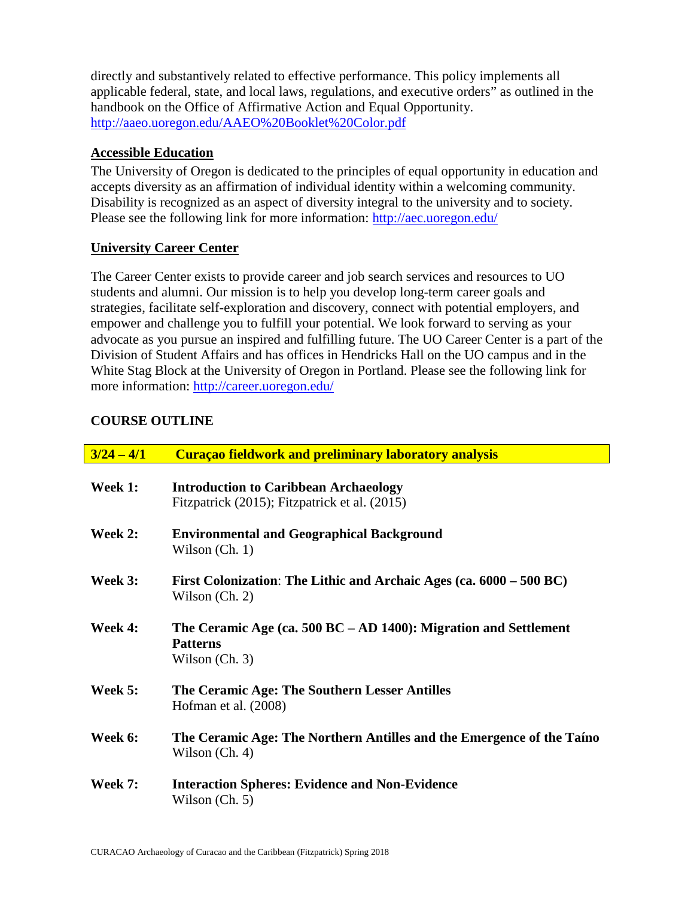directly and substantively related to effective performance. This policy implements all applicable federal, state, and local laws, regulations, and executive orders" as outlined in the handbook on the Office of Affirmative Action and Equal Opportunity. http://aaeo.uoregon.edu/AAEO%20Booklet%20Color.pdf

**Accessible Education**

The University of Oregon is dedicated to the principles of equal opportunity in education and accepts diversity as an affirmation of individual identity within a welcoming community. Disability is recognized as an aspect of diversity integral to the university and to society. Please see the following link for more information: http://aec.uoregon.edu/

**University Career Center**

The Career Center exists to provide career and job search services and resources to UO students and alumni. Our mission is to help you develop long-term career goals and strategies, facilitate self-exploration and discovery, connect with potential employers, and empower and challenge you to fulfill your potential. We look forward to serving as your advocate as you pursue an inspired and fulfilling future. The UO Career Center is a part of the Division of Student Affairs and has offices in Hendricks Hall on the UO campus and in the White Stag Block at the University of Oregon in Portland. Please see the following link for more information: http://career.uoregon.edu/

**COURSE OUTLINE**

**3/24 – 4/1 Curaçao fieldwork and preliminary laboratory analysis**

**Week 1:** **Introduction to Caribbean Archaeology**
Fitzpatrick (2015); Fitzpatrick et al. (2015)

**Week 2:** **Environmental and Geographical Background**
Wilson (Ch. 1)

**Week 3:** **First Colonization: The Lithic and Archaic Ages (ca. 6000 – 500 BC)**
Wilson (Ch. 2)

**Week 4:** **The Ceramic Age (ca. 500 BC – AD 1400): Migration and Settlement Patterns**
Wilson (Ch. 3)

**Week 5:** **The Ceramic Age: The Southern Lesser Antilles**
Hofman et al. (2008)

**Week 6:** **The Ceramic Age: The Northern Antilles and the Emergence of the Taíno**
Wilson (Ch. 4)

**Week 7:** **Interaction Spheres: Evidence and Non-Evidence**
Wilson (Ch. 5)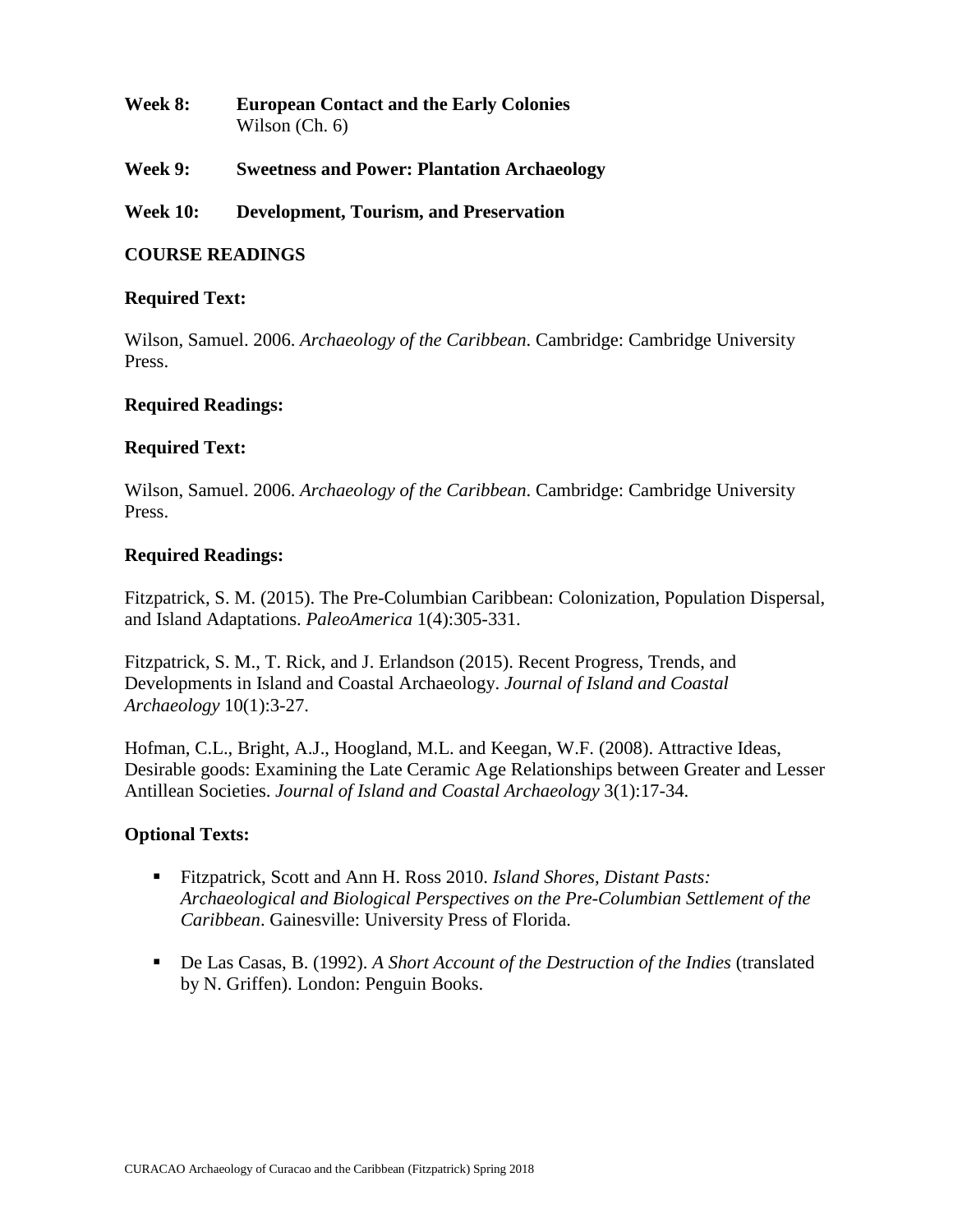**Week 8:** **European Contact and the Early Colonies**
Wilson (Ch. 6)

**Week 9:** **Sweetness and Power: Plantation Archaeology**

**Week 10:** **Development, Tourism, and Preservation**

## COURSE READINGS

### Required Text:

Wilson, Samuel. 2006. *Archaeology of the Caribbean*. Cambridge: Cambridge University Press.

### Required Readings:

### Required Text:

Wilson, Samuel. 2006. *Archaeology of the Caribbean*. Cambridge: Cambridge University Press.

### Required Readings:

Fitzpatrick, S. M. (2015). The Pre-Columbian Caribbean: Colonization, Population Dispersal, and Island Adaptations. *PaleoAmerica* 1(4):305-331.

Fitzpatrick, S. M., T. Rick, and J. Erlandson (2015). Recent Progress, Trends, and Developments in Island and Coastal Archaeology. *Journal of Island and Coastal Archaeology* 10(1):3-27.

Hofman, C.L., Bright, A.J., Hoogland, M.L. and Keegan, W.F. (2008). Attractive Ideas, Desirable goods: Examining the Late Ceramic Age Relationships between Greater and Lesser Antillean Societies. *Journal of Island and Coastal Archaeology* 3(1):17-34.

### Optional Texts:

- Fitzpatrick, Scott and Ann H. Ross 2010. *Island Shores, Distant Pasts: Archaeological and Biological Perspectives on the Pre-Columbian Settlement of the Caribbean*. Gainesville: University Press of Florida.
- De Las Casas, B. (1992). *A Short Account of the Destruction of the Indies* (translated by N. Griffen). London: Penguin Books.